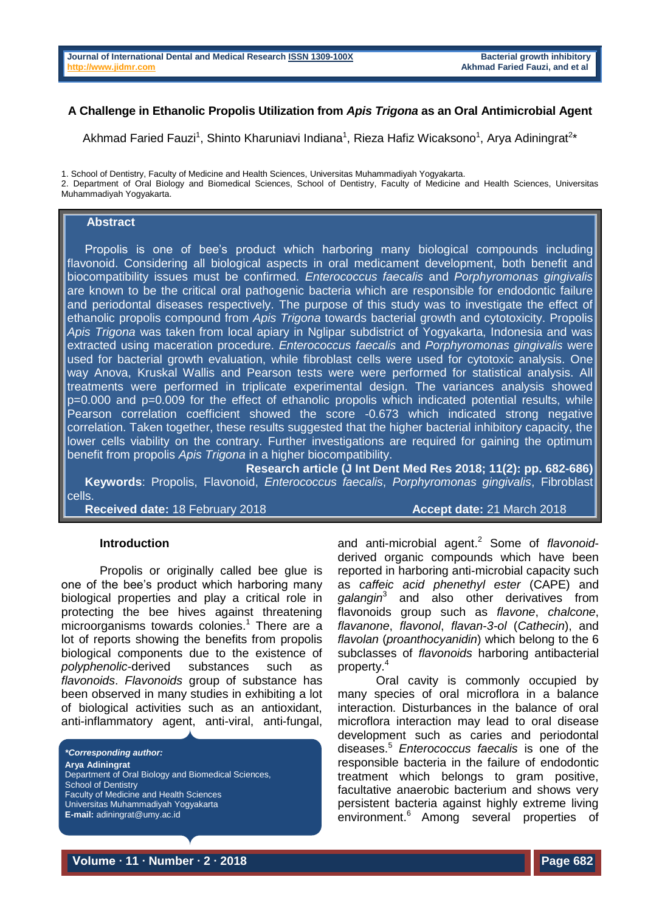# A Challenge in Ethanolic Propolis Utilization from *Apis Trigona* as an Oral Antimicrobial Agent

Akhmad Faried Fauzi[1], Shinto Kharuniavi Indiana[1], Rieza Hafiz Wicaksono[1], Arya Adiningrat[2]*

1. School of Dentistry, Faculty of Medicine and Health Sciences, Universitas Muhammadiyah Yogyakarta.
2. Department of Oral Biology and Biomedical Sciences, School of Dentistry, Faculty of Medicine and Health Sciences, Universitas Muhammadiyah Yogyakarta.

## Abstract

Propolis is one of bee's product which harboring many biological compounds including flavonoid. Considering all biological aspects in oral medicament development, both benefit and biocompatibility issues must be confirmed. *Enterococcus faecalis* and *Porphyromonas gingivalis* are known to be the critical oral pathogenic bacteria which are responsible for endodontic failure and periodontal diseases respectively. The purpose of this study was to investigate the effect of ethanolic propolis compound from *Apis Trigona* towards bacterial growth and cytotoxicity. Propolis *Apis Trigona* was taken from local apiary in Nglipar subdistrict of Yogyakarta, Indonesia and was extracted using maceration procedure. *Enterococcus faecalis* and *Porphyromonas gingivalis* were used for bacterial growth evaluation, while fibroblast cells were used for cytotoxic analysis. One way Anova, Kruskal Wallis and Pearson tests were were performed for statistical analysis. All treatments were performed in triplicate experimental design. The variances analysis showed p=0.000 and p=0.009 for the effect of ethanolic propolis which indicated potential results, while Pearson correlation coefficient showed the score -0.673 which indicated strong negative correlation. Taken together, these results suggested that the higher bacterial inhibitory capacity, the lower cells viability on the contrary. Further investigations are required for gaining the optimum benefit from propolis *Apis Trigona* in a higher biocompatibility.

**Research article (J Int Dent Med Res 2018; 11(2): pp. 682-686)**

**Keywords**: Propolis, Flavonoid, *Enterococcus faecalis*, *Porphyromonas gingivalis*, Fibroblast cells.

**Received date:** 18 February 2018 **Accept date:** 21 March 2018

### Introduction

Propolis or originally called bee glue is one of the bee's product which harboring many biological properties and play a critical role in protecting the bee hives against threatening microorganisms towards colonies.[1] There are a lot of reports showing the benefits from propolis biological components due to the existence of *polyphenolic*-derived substances such as *flavonoids*. *Flavonoids* group of substance has been observed in many studies in exhibiting a lot of biological activities such as an antioxidant, anti-inflammatory agent, anti-viral, anti-fungal, and anti-microbial agent.[2] Some of *flavonoid*-derived organic compounds which have been reported in harboring anti-microbial capacity such as *caffeic acid phenethyl ester* (CAPE) and *galangin*[3] and also other derivatives from flavonoids group such as *flavone*, *chalcone*, *flavanone*, *flavonol*, *flavan-3-ol* (*Cathecin*), and *flavolan* (*proanthocyanidin*) which belong to the 6 subclasses of *flavonoids* harboring antibacterial property.[4]

Oral cavity is commonly occupied by many species of oral microflora in a balance interaction. Disturbances in the balance of oral microflora interaction may lead to oral disease development such as caries and periodontal diseases.[5] *Enterococcus faecalis* is one of the responsible bacteria in the failure of endodontic treatment which belongs to gram positive, facultative anaerobic bacterium and shows very persistent bacteria against highly extreme living environment.[6] Among several properties of

***Corresponding author:***
**Arya Adiningrat**
Department of Oral Biology and Biomedical Sciences,
School of Dentistry
Faculty of Medicine and Health Sciences
Universitas Muhammadiyah Yogyakarta
**E-mail:** adiningrat@umy.ac.id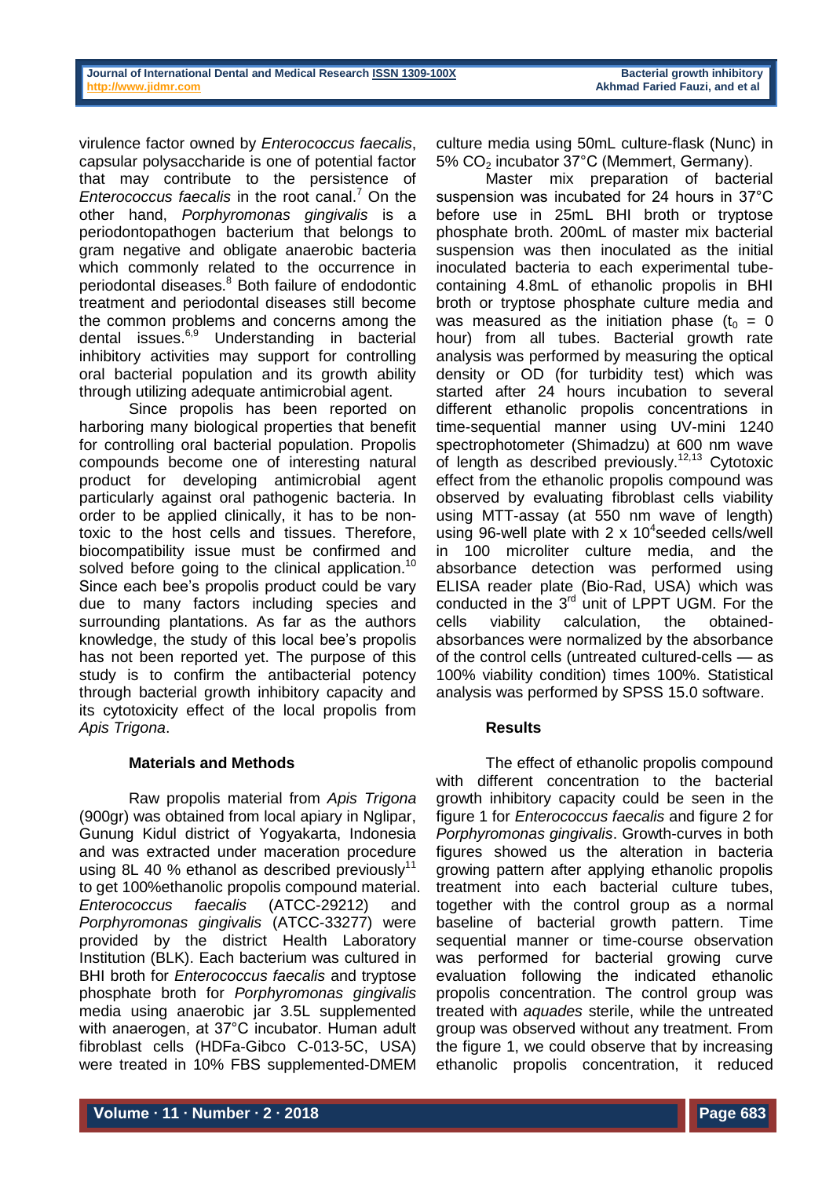virulence factor owned by *Enterococcus faecalis*, capsular polysaccharide is one of potential factor that may contribute to the persistence of *Enterococcus faecalis* in the root canal.[7] On the other hand, *Porphyromonas gingivalis* is a periodontopathogen bacterium that belongs to gram negative and obligate anaerobic bacteria which commonly related to the occurrence in periodontal diseases.[8] Both failure of endodontic treatment and periodontal diseases still become the common problems and concerns among the dental issues.[6,9] Understanding in bacterial inhibitory activities may support for controlling oral bacterial population and its growth ability through utilizing adequate antimicrobial agent.

Since propolis has been reported on harboring many biological properties that benefit for controlling oral bacterial population. Propolis compounds become one of interesting natural product for developing antimicrobial agent particularly against oral pathogenic bacteria. In order to be applied clinically, it has to be non-toxic to the host cells and tissues. Therefore, biocompatibility issue must be confirmed and solved before going to the clinical application.[10] Since each bee's propolis product could be vary due to many factors including species and surrounding plantations. As far as the authors knowledge, the study of this local bee's propolis has not been reported yet. The purpose of this study is to confirm the antibacterial potency through bacterial growth inhibitory capacity and its cytotoxicity effect of the local propolis from *Apis Trigona*.

## Materials and Methods

Raw propolis material from *Apis Trigona* (900gr) was obtained from local apiary in Nglipar, Gunung Kidul district of Yogyakarta, Indonesia and was extracted under maceration procedure using 8L 40 % ethanol as described previously[11] to get 100%ethanolic propolis compound material. *Enterococcus faecalis* (ATCC-29212) and *Porphyromonas gingivalis* (ATCC-33277) were provided by the district Health Laboratory Institution (BLK). Each bacterium was cultured in BHI broth for *Enterococcus faecalis* and tryptose phosphate broth for *Porphyromonas gingivalis* media using anaerobic jar 3.5L supplemented with anaerogen, at 37°C incubator. Human adult fibroblast cells (HDFa-Gibco C-013-5C, USA) were treated in 10% FBS supplemented-DMEM culture media using 50mL culture-flask (Nunc) in 5% $CO_2$ incubator 37°C (Memmert, Germany).

Master mix preparation of bacterial suspension was incubated for 24 hours in 37°C before use in 25mL BHI broth or tryptose phosphate broth. 200mL of master mix bacterial suspension was then inoculated as the initial inoculated bacteria to each experimental tube-containing 4.8mL of ethanolic propolis in BHI broth or tryptose phosphate culture media and was measured as the initiation phase ($t_0$ = 0 hour) from all tubes. Bacterial growth rate analysis was performed by measuring the optical density or OD (for turbidity test) which was started after 24 hours incubation to several different ethanolic propolis concentrations in time-sequential manner using UV-mini 1240 spectrophotometer (Shimadzu) at 600 nm wave of length as described previously.[12,13] Cytotoxic effect from the ethanolic propolis compound was observed by evaluating fibroblast cells viability using MTT-assay (at 550 nm wave of length) using 96-well plate with 2 x $10^4$seeded cells/well in 100 microliter culture media, and the absorbance detection was performed using ELISA reader plate (Bio-Rad, USA) which was conducted in the 3rd unit of LPPT UGM. For the cells viability calculation, the obtained-absorbances were normalized by the absorbance of the control cells (untreated cultured-cells — as 100% viability condition) times 100%. Statistical analysis was performed by SPSS 15.0 software.

## Results

The effect of ethanolic propolis compound with different concentration to the bacterial growth inhibitory capacity could be seen in the figure 1 for *Enterococcus faecalis* and figure 2 for *Porphyromonas gingivalis*. Growth-curves in both figures showed us the alteration in bacteria growing pattern after applying ethanolic propolis treatment into each bacterial culture tubes, together with the control group as a normal baseline of bacterial growth pattern. Time sequential manner or time-course observation was performed for bacterial growing curve evaluation following the indicated ethanolic propolis concentration. The control group was treated with *aquades* sterile, while the untreated group was observed without any treatment. From the figure 1, we could observe that by increasing ethanolic propolis concentration, it reduced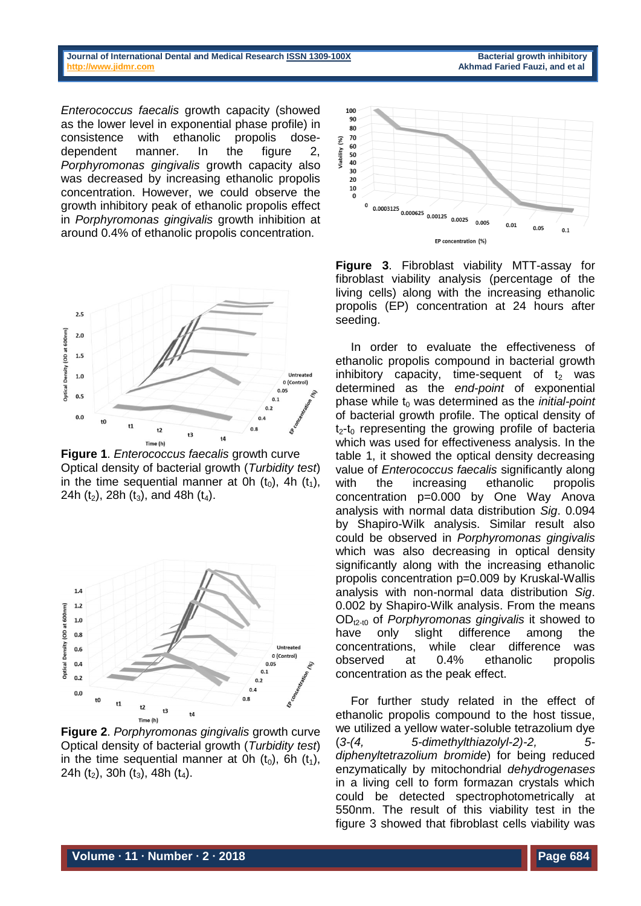*Enterococcus faecalis* growth capacity (showed as the lower level in exponential phase profile) in consistence with ethanolic propolis dose-dependent manner. In the figure 2, *Porphyromonas gingivalis* growth capacity also was decreased by increasing ethanolic propolis concentration. However, we could observe the growth inhibitory peak of ethanolic propolis effect in *Porphyromonas gingivalis* growth inhibition at around 0.4% of ethanolic propolis concentration.

**Figure 1**. *Enterococcus faecalis* growth curve Optical density of bacterial growth (*Turbidity test*) in the time sequential manner at 0h ($t_0$), 4h ($t_1$), 24h ($t_2$), 28h ($t_3$), and 48h ($t_4$).

**Figure 2**. *Porphyromonas gingivalis* growth curve Optical density of bacterial growth (*Turbidity test*) in the time sequential manner at 0h ($t_0$), 6h ($t_1$), 24h ($t_2$), 30h ($t_3$), 48h ($t_4$).

**Figure 3**. Fibroblast viability MTT-assay for fibroblast viability analysis (percentage of the living cells) along with the increasing ethanolic propolis (EP) concentration at 24 hours after seeding.

In order to evaluate the effectiveness of ethanolic propolis compound in bacterial growth inhibitory capacity, time-sequent of $t_2$ was determined as the *end-point* of exponential phase while $t_0$ was determined as the *initial-point* of bacterial growth profile. The optical density of $t_2$-$t_0$ representing the growing profile of bacteria which was used for effectiveness analysis. In the table 1, it showed the optical density decreasing value of *Enterococcus faecalis* significantly along with the increasing ethanolic propolis concentration p=0.000 by One Way Anova analysis with normal data distribution *Sig*. 0.094 by Shapiro-Wilk analysis. Similar result also could be observed in *Porphyromonas gingivalis* which was also decreasing in optical density significantly along with the increasing ethanolic propolis concentration p=0.009 by Kruskal-Wallis analysis with non-normal data distribution *Sig*. 0.002 by Shapiro-Wilk analysis. From the means $OD_{t2\text{-}t0}$ of *Porphyromonas gingivalis* it showed to have only slight difference among the concentrations, while clear difference was observed at 0.4% ethanolic propolis concentration as the peak effect.

For further study related in the effect of ethanolic propolis compound to the host tissue, we utilized a yellow water-soluble tetrazolium dye (*3-(4, 5-dimethylthiazolyl-2)-2, 5-diphenyltetrazolium bromide*) for being reduced enzymatically by mitochondrial *dehydrogenases* in a living cell to form formazan crystals which could be detected spectrophotometrically at 550nm. The result of this viability test in the figure 3 showed that fibroblast cells viability was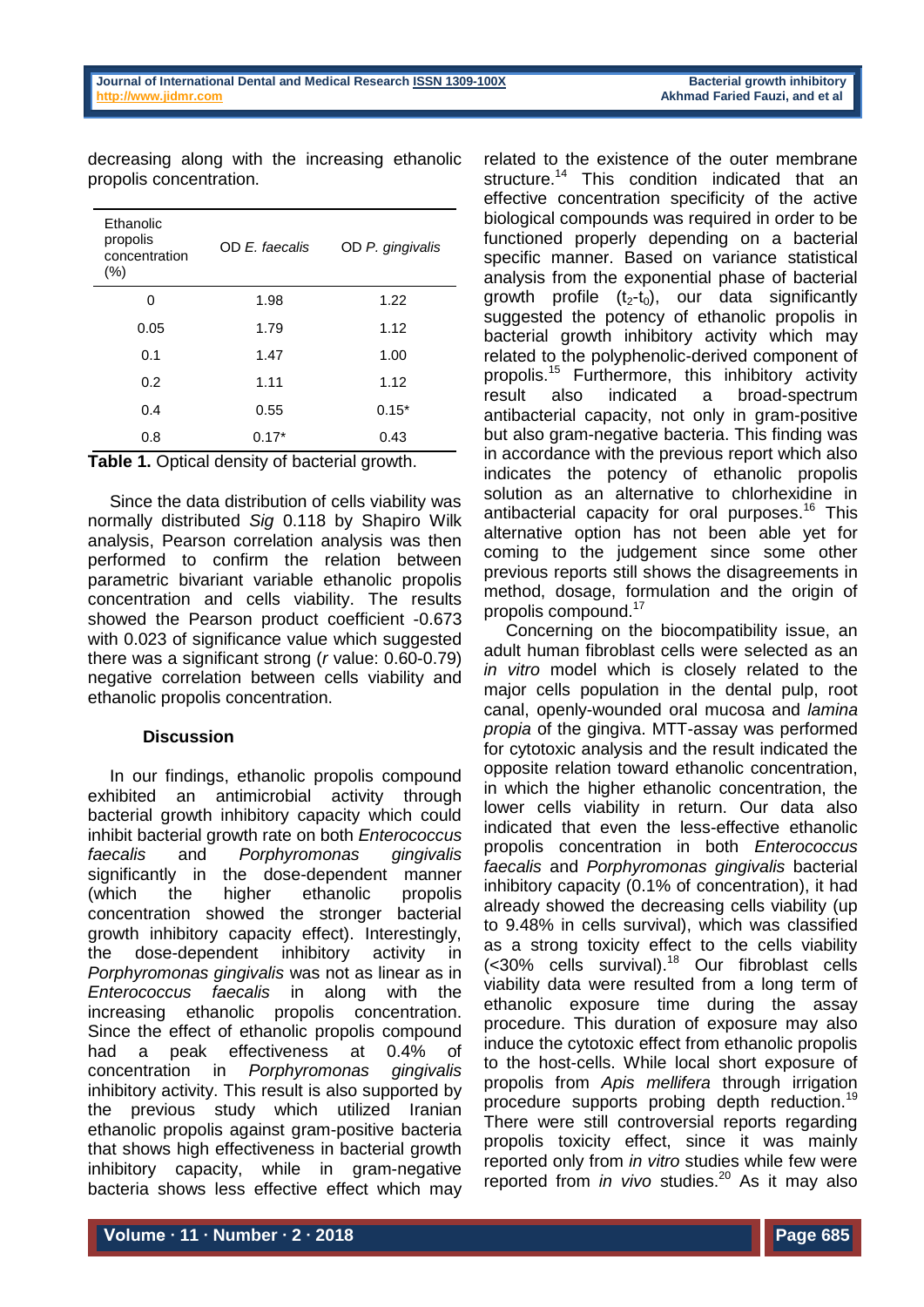decreasing along with the increasing ethanolic propolis concentration.

| Ethanolic propolis concentration (%) | OD *E. faecalis* | OD *P. gingivalis* |
|---|---|---|
| 0 | 1.98 | 1.22 |
| 0.05 | 1.79 | 1.12 |
| 0.1 | 1.47 | 1.00 |
| 0.2 | 1.11 | 1.12 |
| 0.4 | 0.55 | 0.15* |
| 0.8 | 0.17* | 0.43 |

**Table 1.** Optical density of bacterial growth.

Since the data distribution of cells viability was normally distributed *Sig* 0.118 by Shapiro Wilk analysis, Pearson correlation analysis was then performed to confirm the relation between parametric bivariant variable ethanolic propolis concentration and cells viability. The results showed the Pearson product coefficient -0.673 with 0.023 of significance value which suggested there was a significant strong (*r* value: 0.60-0.79) negative correlation between cells viability and ethanolic propolis concentration.

## Discussion

In our findings, ethanolic propolis compound exhibited an antimicrobial activity through bacterial growth inhibitory capacity which could inhibit bacterial growth rate on both *Enterococcus faecalis* and *Porphyromonas gingivalis* significantly in the dose-dependent manner (which the higher ethanolic propolis concentration showed the stronger bacterial growth inhibitory capacity effect). Interestingly, the dose-dependent inhibitory activity in *Porphyromonas gingivalis* was not as linear as in *Enterococcus faecalis* in along with the increasing ethanolic propolis concentration. Since the effect of ethanolic propolis compound had a peak effectiveness at 0.4% of concentration in *Porphyromonas gingivalis* inhibitory activity. This result is also supported by the previous study which utilized Iranian ethanolic propolis against gram-positive bacteria that shows high effectiveness in bacterial growth inhibitory capacity, while in gram-negative bacteria shows less effective effect which may related to the existence of the outer membrane structure.[14] This condition indicated that an effective concentration specificity of the active biological compounds was required in order to be functioned properly depending on a bacterial specific manner. Based on variance statistical analysis from the exponential phase of bacterial growth profile ($t_2$-$t_0$), our data significantly suggested the potency of ethanolic propolis in bacterial growth inhibitory activity which may related to the polyphenolic-derived component of propolis.[15] Furthermore, this inhibitory activity result also indicated a broad-spectrum antibacterial capacity, not only in gram-positive but also gram-negative bacteria. This finding was in accordance with the previous report which also indicates the potency of ethanolic propolis solution as an alternative to chlorhexidine in antibacterial capacity for oral purposes.[16] This alternative option has not been able yet for coming to the judgement since some other previous reports still shows the disagreements in method, dosage, formulation and the origin of propolis compound.[17]

Concerning on the biocompatibility issue, an adult human fibroblast cells were selected as an *in vitro* model which is closely related to the major cells population in the dental pulp, root canal, openly-wounded oral mucosa and *lamina propia* of the gingiva. MTT-assay was performed for cytotoxic analysis and the result indicated the opposite relation toward ethanolic concentration, in which the higher ethanolic concentration, the lower cells viability in return. Our data also indicated that even the less-effective ethanolic propolis concentration in both *Enterococcus faecalis* and *Porphyromonas gingivalis* bacterial inhibitory capacity (0.1% of concentration), it had already showed the decreasing cells viability (up to 9.48% in cells survival), which was classified as a strong toxicity effect to the cells viability (<30% cells survival).[18] Our fibroblast cells viability data were resulted from a long term of ethanolic exposure time during the assay procedure. This duration of exposure may also induce the cytotoxic effect from ethanolic propolis to the host-cells. While local short exposure of propolis from *Apis mellifera* through irrigation procedure supports probing depth reduction.[19] There were still controversial reports regarding propolis toxicity effect, since it was mainly reported only from *in vitro* studies while few were reported from *in vivo* studies.[20] As it may also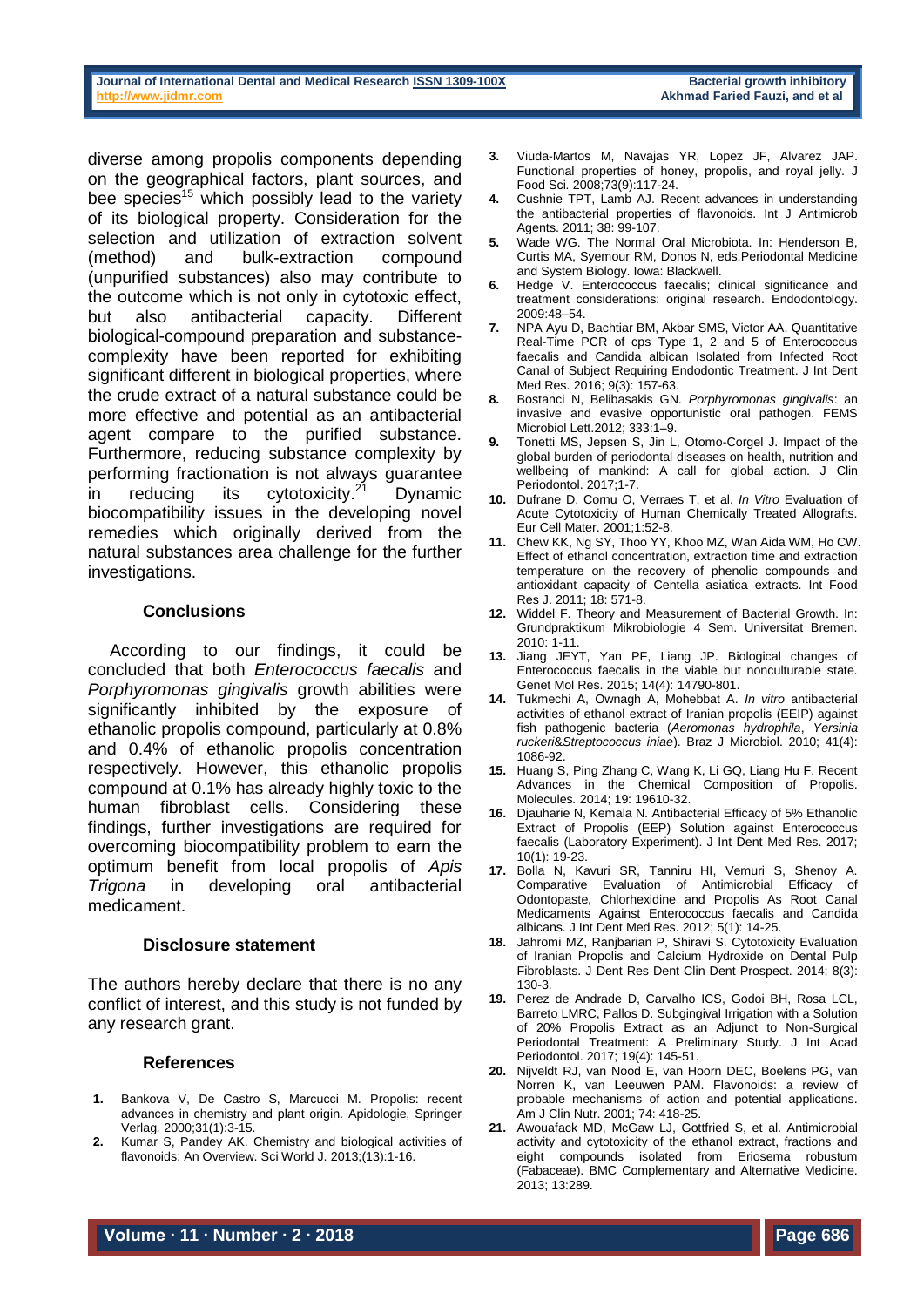diverse among propolis components depending on the geographical factors, plant sources, and bee species[15] which possibly lead to the variety of its biological property. Consideration for the selection and utilization of extraction solvent (method) and bulk-extraction compound (unpurified substances) also may contribute to the outcome which is not only in cytotoxic effect, but also antibacterial capacity. Different biological-compound preparation and substance-complexity have been reported for exhibiting significant different in biological properties, where the crude extract of a natural substance could be more effective and potential as an antibacterial agent compare to the purified substance. Furthermore, reducing substance complexity by performing fractionation is not always guarantee in reducing its cytotoxicity.[21] Dynamic biocompatibility issues in the developing novel remedies which originally derived from the natural substances area challenge for the further investigations.

## Conclusions

According to our findings, it could be concluded that both *Enterococcus faecalis* and *Porphyromonas gingivalis* growth abilities were significantly inhibited by the exposure of ethanolic propolis compound, particularly at 0.8% and 0.4% of ethanolic propolis concentration respectively. However, this ethanolic propolis compound at 0.1% has already highly toxic to the human fibroblast cells. Considering these findings, further investigations are required for overcoming biocompatibility problem to earn the optimum benefit from local propolis of *Apis Trigona* in developing oral antibacterial medicament.

## Disclosure statement

The authors hereby declare that there is no any conflict of interest, and this study is not funded by any research grant.

## References

1. Bankova V, De Castro S, Marcucci M. Propolis: recent advances in chemistry and plant origin. Apidologie, Springer Verlag. 2000;31(1):3-15.
2. Kumar S, Pandey AK. Chemistry and biological activities of flavonoids: An Overview. Sci World J. 2013;(13):1-16.
3. Viuda-Martos M, Navajas YR, Lopez JF, Alvarez JAP. Functional properties of honey, propolis, and royal jelly. J Food Sci. 2008;73(9):117-24.
4. Cushnie TPT, Lamb AJ. Recent advances in understanding the antibacterial properties of flavonoids. Int J Antimicrob Agents. 2011; 38: 99-107.
5. Wade WG. The Normal Oral Microbiota. In: Henderson B, Curtis MA, Syemour RM, Donos N, eds.Periodontal Medicine and System Biology. Iowa: Blackwell.
6. Hedge V. Enterococcus faecalis; clinical significance and treatment considerations: original research. Endodontology. 2009:48–54.
7. NPA Ayu D, Bachtiar BM, Akbar SMS, Victor AA. Quantitative Real-Time PCR of cps Type 1, 2 and 5 of Enterococcus faecalis and Candida albican Isolated from Infected Root Canal of Subject Requiring Endodontic Treatment. J Int Dent Med Res. 2016; 9(3): 157-63.
8. Bostanci N, Belibasakis GN. *Porphyromonas gingivalis*: an invasive and evasive opportunistic oral pathogen. FEMS Microbiol Lett.2012; 333:1–9.
9. Tonetti MS, Jepsen S, Jin L, Otomo-Corgel J. Impact of the global burden of periodontal diseases on health, nutrition and wellbeing of mankind: A call for global action. J Clin Periodontol. 2017;1-7.
10. Dufrane D, Cornu O, Verraes T, et al. *In Vitro* Evaluation of Acute Cytotoxicity of Human Chemically Treated Allografts. Eur Cell Mater. 2001;1:52-8.
11. Chew KK, Ng SY, Thoo YY, Khoo MZ, Wan Aida WM, Ho CW. Effect of ethanol concentration, extraction time and extraction temperature on the recovery of phenolic compounds and antioxidant capacity of Centella asiatica extracts. Int Food Res J. 2011; 18: 571-8.
12. Widdel F. Theory and Measurement of Bacterial Growth. In: Grundpraktikum Mikrobiologie 4 Sem. Universitat Bremen. 2010: 1-11.
13. Jiang JEYT, Yan PF, Liang JP. Biological changes of Enterococcus faecalis in the viable but nonculturable state. Genet Mol Res. 2015; 14(4): 14790-801.
14. Tukmechi A, Ownagh A, Mohebbat A. *In vitro* antibacterial activities of ethanol extract of Iranian propolis (EEIP) against fish pathogenic bacteria (*Aeromonas hydrophila*, *Yersinia ruckeri&Streptococcus iniae*). Braz J Microbiol. 2010; 41(4): 1086-92.
15. Huang S, Ping Zhang C, Wang K, Li GQ, Liang Hu F. Recent Advances in the Chemical Composition of Propolis. Molecules. 2014; 19: 19610-32.
16. Djauharie N, Kemala N. Antibacterial Efficacy of 5% Ethanolic Extract of Propolis (EEP) Solution against Enterococcus faecalis (Laboratory Experiment). J Int Dent Med Res. 2017; 10(1): 19-23.
17. Bolla N, Kavuri SR, Tanniru HI, Vemuri S, Shenoy A. Comparative Evaluation of Antimicrobial Efficacy of Odontopaste, Chlorhexidine and Propolis As Root Canal Medicaments Against Enterococcus faecalis and Candida albicans. J Int Dent Med Res. 2012; 5(1): 14-25.
18. Jahromi MZ, Ranjbarian P, Shiravi S. Cytotoxicity Evaluation of Iranian Propolis and Calcium Hydroxide on Dental Pulp Fibroblasts. J Dent Res Dent Clin Dent Prospect. 2014; 8(3): 130-3.
19. Perez de Andrade D, Carvalho ICS, Godoi BH, Rosa LCL, Barreto LMRC, Pallos D. Subgingival Irrigation with a Solution of 20% Propolis Extract as an Adjunct to Non-Surgical Periodontal Treatment: A Preliminary Study. J Int Acad Periodontol. 2017; 19(4): 145-51.
20. Nijveldt RJ, van Nood E, van Hoorn DEC, Boelens PG, van Norren K, van Leeuwen PAM. Flavonoids: a review of probable mechanisms of action and potential applications. Am J Clin Nutr. 2001; 74: 418-25.
21. Awouafack MD, McGaw LJ, Gottfried S, et al. Antimicrobial activity and cytotoxicity of the ethanol extract, fractions and eight compounds isolated from Eriosema robustum (Fabaceae). BMC Complementary and Alternative Medicine. 2013; 13:289.